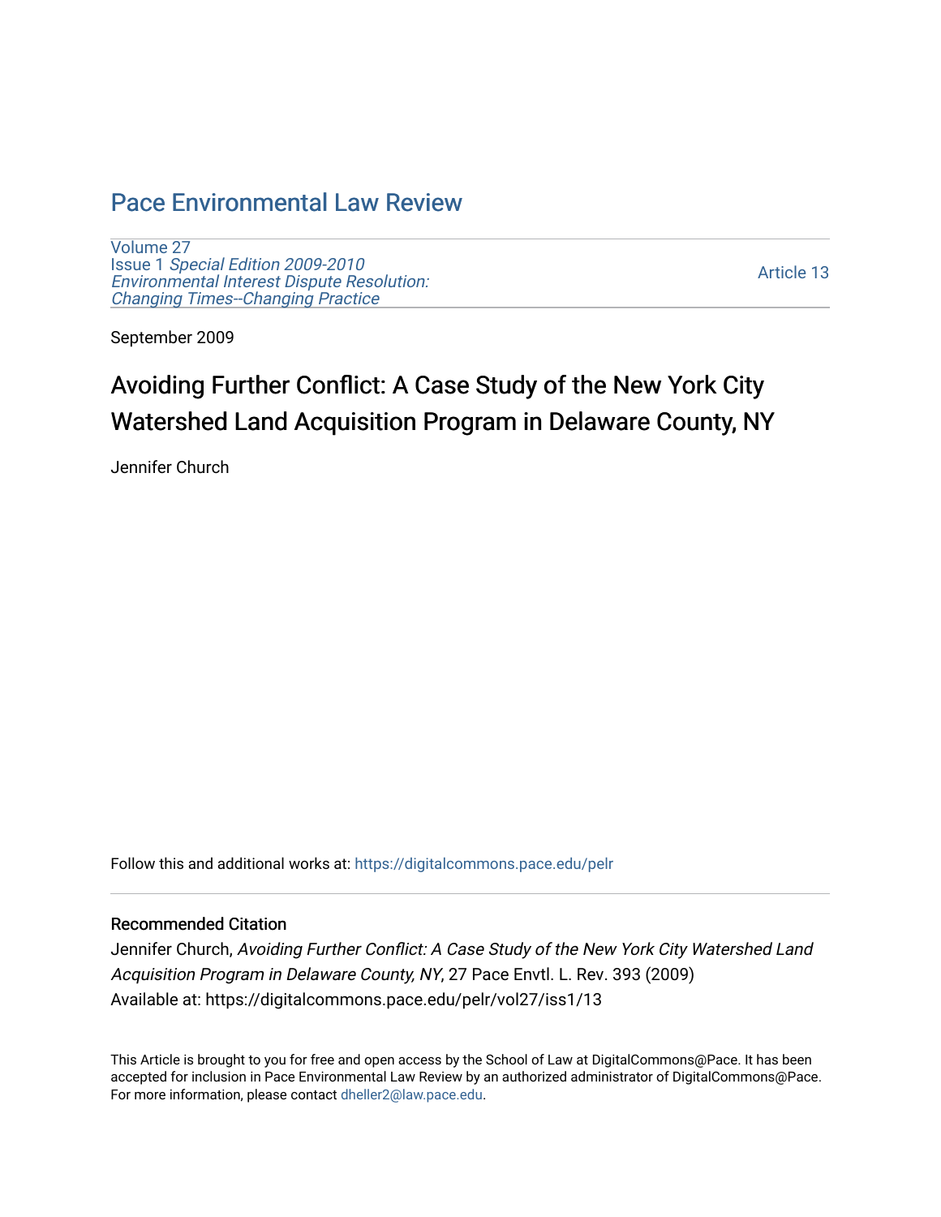# Pace Environmental Law Review

Volume 27
Issue 1 *Special Edition 2009-2010 Environmental Interest Dispute Resolution: Changing Times--Changing Practice*

Article 13

September 2009

## Avoiding Further Conflict: A Case Study of the New York City Watershed Land Acquisition Program in Delaware County, NY

Jennifer Church

Follow this and additional works at: https://digitalcommons.pace.edu/pelr

### Recommended Citation

Jennifer Church, *Avoiding Further Conflict: A Case Study of the New York City Watershed Land Acquisition Program in Delaware County, NY*, 27 Pace Envtl. L. Rev. 393 (2009)
Available at: https://digitalcommons.pace.edu/pelr/vol27/iss1/13

This Article is brought to you for free and open access by the School of Law at DigitalCommons@Pace. It has been accepted for inclusion in Pace Environmental Law Review by an authorized administrator of DigitalCommons@Pace. For more information, please contact dheller2@law.pace.edu.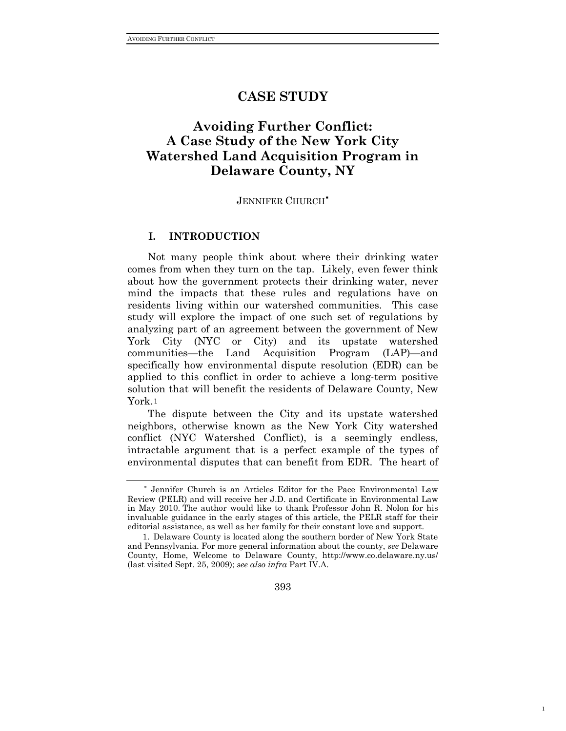# CASE STUDY

## Avoiding Further Conflict: A Case Study of the New York City Watershed Land Acquisition Program in Delaware County, NY

JENNIFER CHURCH*

### I. INTRODUCTION

Not many people think about where their drinking water comes from when they turn on the tap. Likely, even fewer think about how the government protects their drinking water, never mind the impacts that these rules and regulations have on residents living within our watershed communities. This case study will explore the impact of one such set of regulations by analyzing part of an agreement between the government of New York City (NYC or City) and its upstate watershed communities—the Land Acquisition Program (LAP)—and specifically how environmental dispute resolution (EDR) can be applied to this conflict in order to achieve a long-term positive solution that will benefit the residents of Delaware County, New York.[1]

The dispute between the City and its upstate watershed neighbors, otherwise known as the New York City watershed conflict (NYC Watershed Conflict), is a seemingly endless, intractable argument that is a perfect example of the types of environmental disputes that can benefit from EDR. The heart of

---

\* Jennifer Church is an Articles Editor for the Pace Environmental Law Review (PELR) and will receive her J.D. and Certificate in Environmental Law in May 2010. The author would like to thank Professor John R. Nolon for his invaluable guidance in the early stages of this article, the PELR staff for their editorial assistance, as well as her family for their constant love and support.

1. Delaware County is located along the southern border of New York State and Pennsylvania. For more general information about the county, *see* Delaware County, Home, Welcome to Delaware County, http://www.co.delaware.ny.us/ (last visited Sept. 25, 2009); *see also infra* Part IV.A.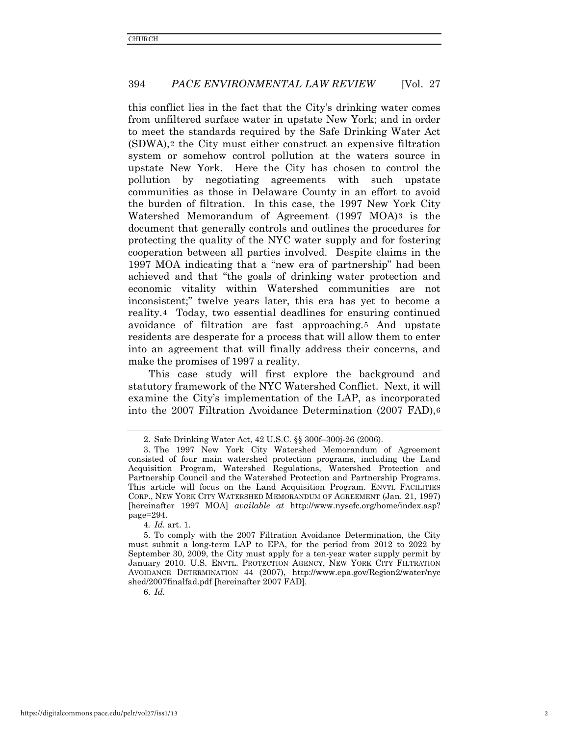this conflict lies in the fact that the City's drinking water comes from unfiltered surface water in upstate New York; and in order to meet the standards required by the Safe Drinking Water Act (SDWA),[2] the City must either construct an expensive filtration system or somehow control pollution at the waters source in upstate New York. Here the City has chosen to control the pollution by negotiating agreements with such upstate communities as those in Delaware County in an effort to avoid the burden of filtration. In this case, the 1997 New York City Watershed Memorandum of Agreement (1997 MOA)[3] is the document that generally controls and outlines the procedures for protecting the quality of the NYC water supply and for fostering cooperation between all parties involved. Despite claims in the 1997 MOA indicating that a "new era of partnership" had been achieved and that "the goals of drinking water protection and economic vitality within Watershed communities are not inconsistent;" twelve years later, this era has yet to become a reality.[4] Today, two essential deadlines for ensuring continued avoidance of filtration are fast approaching.[5] And upstate residents are desperate for a process that will allow them to enter into an agreement that will finally address their concerns, and make the promises of 1997 a reality.

This case study will first explore the background and statutory framework of the NYC Watershed Conflict. Next, it will examine the City's implementation of the LAP, as incorporated into the 2007 Filtration Avoidance Determination (2007 FAD),[6]

---

2. Safe Drinking Water Act, 42 U.S.C. §§ 300f–300j-26 (2006).

3. The 1997 New York City Watershed Memorandum of Agreement consisted of four main watershed protection programs, including the Land Acquisition Program, Watershed Regulations, Watershed Protection and Partnership Council and the Watershed Protection and Partnership Programs. This article will focus on the Land Acquisition Program. ENVTL FACILITIES CORP., NEW YORK CITY WATERSHED MEMORANDUM OF AGREEMENT (Jan. 21, 1997) [hereinafter 1997 MOA] *available at* http://www.nysefc.org/home/index.asp?page=294.

4. *Id.* art. 1.

5. To comply with the 2007 Filtration Avoidance Determination, the City must submit a long-term LAP to EPA, for the period from 2012 to 2022 by September 30, 2009, the City must apply for a ten-year water supply permit by January 2010. U.S. ENVTL. PROTECTION AGENCY, NEW YORK CITY FILTRATION AVOIDANCE DETERMINATION 44 (2007), http://www.epa.gov/Region2/water/nycshed/2007finalfad.pdf [hereinafter 2007 FAD].

6. *Id.*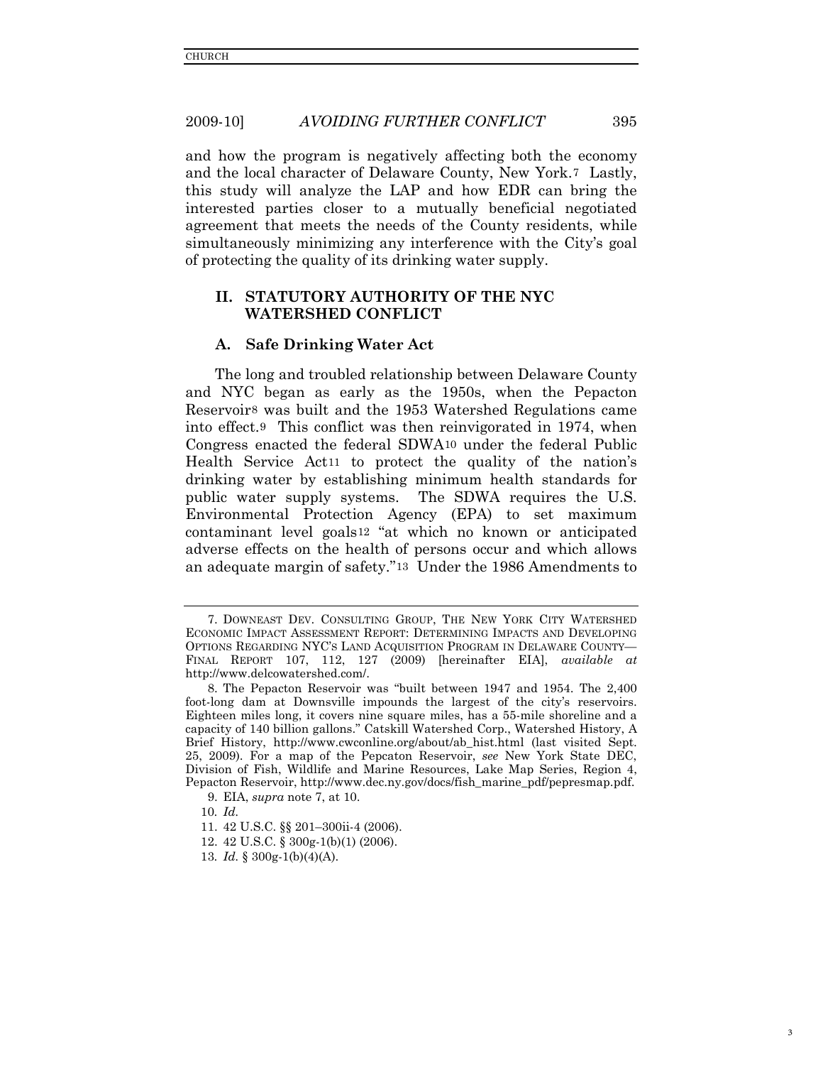and how the program is negatively affecting both the economy and the local character of Delaware County, New York.[7] Lastly, this study will analyze the LAP and how EDR can bring the interested parties closer to a mutually beneficial negotiated agreement that meets the needs of the County residents, while simultaneously minimizing any interference with the City's goal of protecting the quality of its drinking water supply.

## II. STATUTORY AUTHORITY OF THE NYC WATERSHED CONFLICT

### A. Safe Drinking Water Act

The long and troubled relationship between Delaware County and NYC began as early as the 1950s, when the Pepacton Reservoir[8] was built and the 1953 Watershed Regulations came into effect.[9] This conflict was then reinvigorated in 1974, when Congress enacted the federal SDWA[10] under the federal Public Health Service Act[11] to protect the quality of the nation's drinking water by establishing minimum health standards for public water supply systems. The SDWA requires the U.S. Environmental Protection Agency (EPA) to set maximum contaminant level goals[12] "at which no known or anticipated adverse effects on the health of persons occur and which allows an adequate margin of safety."[13] Under the 1986 Amendments to

---

7. DOWNEAST DEV. CONSULTING GROUP, THE NEW YORK CITY WATERSHED ECONOMIC IMPACT ASSESSMENT REPORT: DETERMINING IMPACTS AND DEVELOPING OPTIONS REGARDING NYC'S LAND ACQUISITION PROGRAM IN DELAWARE COUNTY—FINAL REPORT 107, 112, 127 (2009) [hereinafter EIA], *available at* http://www.delcowatershed.com/.

8. The Pepacton Reservoir was "built between 1947 and 1954. The 2,400 foot-long dam at Downsville impounds the largest of the city's reservoirs. Eighteen miles long, it covers nine square miles, has a 55-mile shoreline and a capacity of 140 billion gallons." Catskill Watershed Corp., Watershed History, A Brief History, http://www.cwconline.org/about/ab_hist.html (last visited Sept. 25, 2009). For a map of the Pepcaton Reservoir, *see* New York State DEC, Division of Fish, Wildlife and Marine Resources, Lake Map Series, Region 4, Pepacton Reservoir, http://www.dec.ny.gov/docs/fish_marine_pdf/pepresmap.pdf.

9. EIA, *supra* note 7, at 10.

10. *Id.*

11. 42 U.S.C. §§ 201–300ii-4 (2006).

12. 42 U.S.C. § 300g-1(b)(1) (2006).

13. *Id.* § 300g-1(b)(4)(A).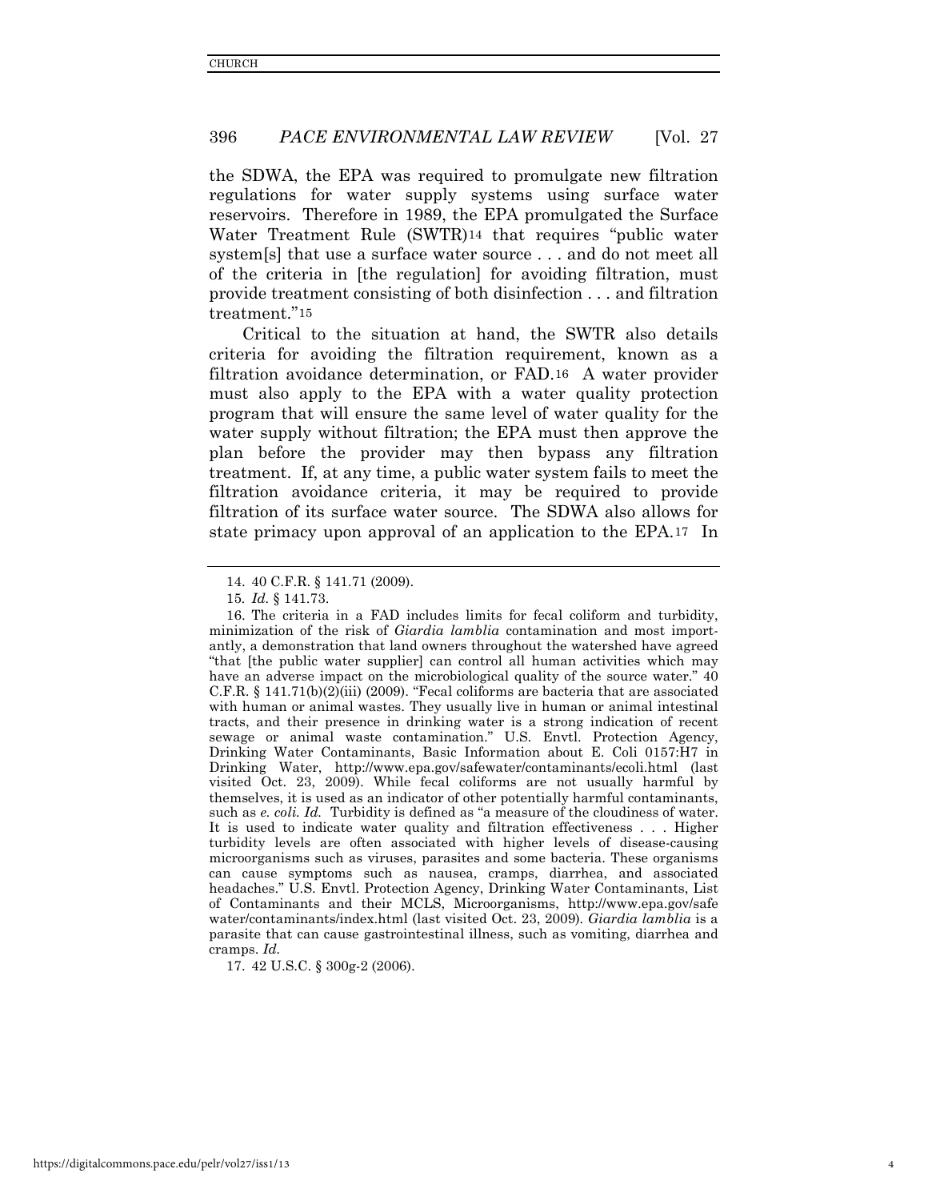the SDWA, the EPA was required to promulgate new filtration regulations for water supply systems using surface water reservoirs. Therefore in 1989, the EPA promulgated the Surface Water Treatment Rule (SWTR)[14] that requires "public water system[s] that use a surface water source . . . and do not meet all of the criteria in [the regulation] for avoiding filtration, must provide treatment consisting of both disinfection . . . and filtration treatment."[15]

Critical to the situation at hand, the SWTR also details criteria for avoiding the filtration requirement, known as a filtration avoidance determination, or FAD.[16] A water provider must also apply to the EPA with a water quality protection program that will ensure the same level of water quality for the water supply without filtration; the EPA must then approve the plan before the provider may then bypass any filtration treatment. If, at any time, a public water system fails to meet the filtration avoidance criteria, it may be required to provide filtration of its surface water source. The SDWA also allows for state primacy upon approval of an application to the EPA.[17] In

---

14. 40 C.F.R. § 141.71 (2009).

15. *Id.* § 141.73.

16. The criteria in a FAD includes limits for fecal coliform and turbidity, minimization of the risk of *Giardia lamblia* contamination and most importantly, a demonstration that land owners throughout the watershed have agreed "that [the public water supplier] can control all human activities which may have an adverse impact on the microbiological quality of the source water." 40 C.F.R. § 141.71(b)(2)(iii) (2009). "Fecal coliforms are bacteria that are associated with human or animal wastes. They usually live in human or animal intestinal tracts, and their presence in drinking water is a strong indication of recent sewage or animal waste contamination." U.S. Envtl. Protection Agency, Drinking Water Contaminants, Basic Information about E. Coli 0157:H7 in Drinking Water, http://www.epa.gov/safewater/contaminants/ecoli.html (last visited Oct. 23, 2009). While fecal coliforms are not usually harmful by themselves, it is used as an indicator of other potentially harmful contaminants, such as *e. coli. Id.* Turbidity is defined as "a measure of the cloudiness of water. It is used to indicate water quality and filtration effectiveness . . . Higher turbidity levels are often associated with higher levels of disease-causing microorganisms such as viruses, parasites and some bacteria. These organisms can cause symptoms such as nausea, cramps, diarrhea, and associated headaches." U.S. Envtl. Protection Agency, Drinking Water Contaminants, List of Contaminants and their MCLS, Microorganisms, http://www.epa.gov/safewater/contaminants/index.html (last visited Oct. 23, 2009). *Giardia lamblia* is a parasite that can cause gastrointestinal illness, such as vomiting, diarrhea and cramps. *Id.*

17. 42 U.S.C. § 300g-2 (2006).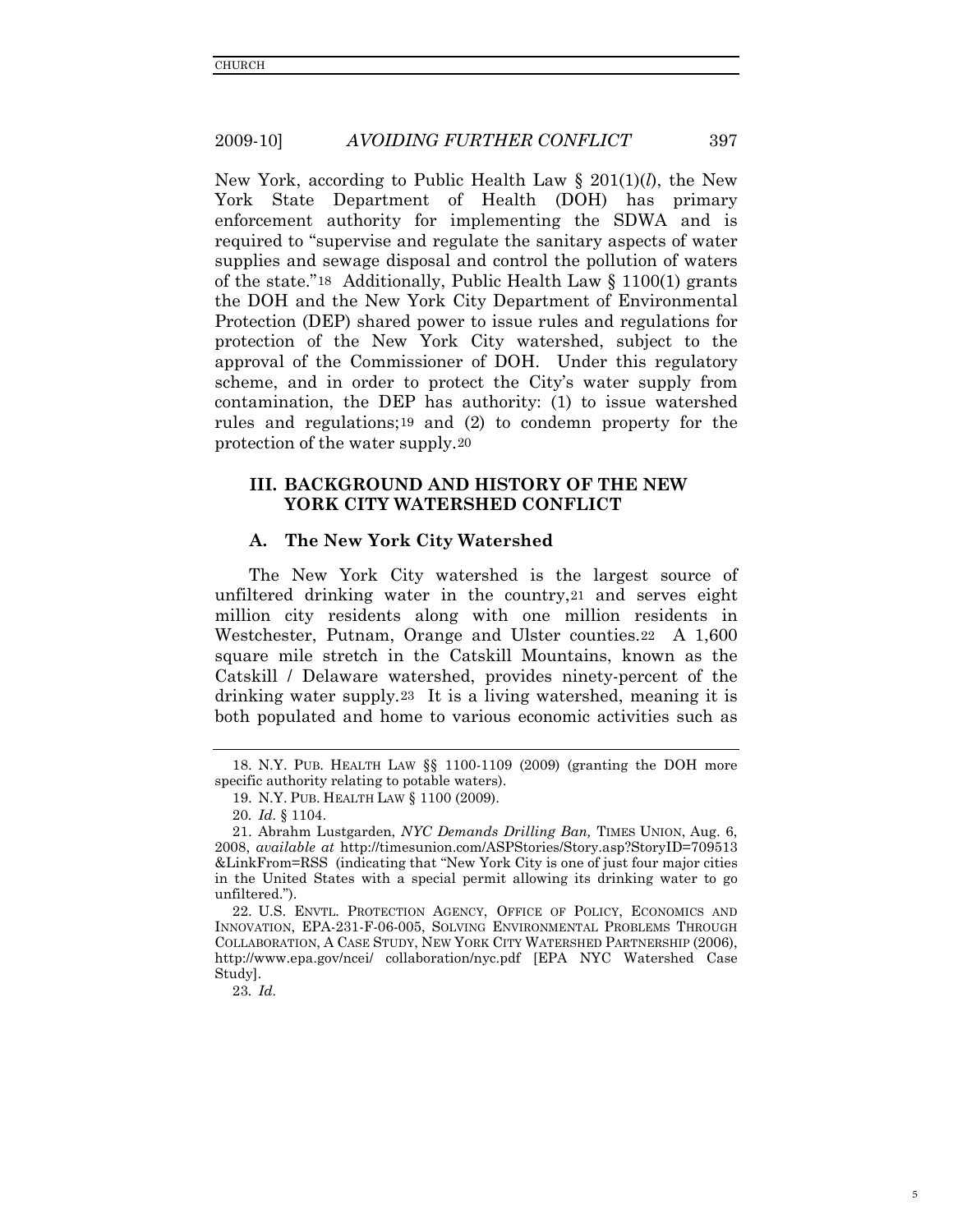New York, according to Public Health Law § 201(1)(*l*), the New York State Department of Health (DOH) has primary enforcement authority for implementing the SDWA and is required to "supervise and regulate the sanitary aspects of water supplies and sewage disposal and control the pollution of waters of the state."[18] Additionally, Public Health Law § 1100(1) grants the DOH and the New York City Department of Environmental Protection (DEP) shared power to issue rules and regulations for protection of the New York City watershed, subject to the approval of the Commissioner of DOH. Under this regulatory scheme, and in order to protect the City's water supply from contamination, the DEP has authority: (1) to issue watershed rules and regulations;[19] and (2) to condemn property for the protection of the water supply.[20]

## III. BACKGROUND AND HISTORY OF THE NEW YORK CITY WATERSHED CONFLICT

### A. The New York City Watershed

The New York City watershed is the largest source of unfiltered drinking water in the country,[21] and serves eight million city residents along with one million residents in Westchester, Putnam, Orange and Ulster counties.[22] A 1,600 square mile stretch in the Catskill Mountains, known as the Catskill / Delaware watershed, provides ninety-percent of the drinking water supply.[23] It is a living watershed, meaning it is both populated and home to various economic activities such as

---

18. N.Y. PUB. HEALTH LAW §§ 1100-1109 (2009) (granting the DOH more specific authority relating to potable waters).

19. N.Y. PUB. HEALTH LAW § 1100 (2009).

20. *Id.* § 1104.

21. Abrahm Lustgarden, *NYC Demands Drilling Ban,* TIMES UNION, Aug. 6, 2008, *available at* http://timesunion.com/ASPStories/Story.asp?StoryID=709513 &LinkFrom=RSS (indicating that "New York City is one of just four major cities in the United States with a special permit allowing its drinking water to go unfiltered.").

22. U.S. ENVTL. PROTECTION AGENCY, OFFICE OF POLICY, ECONOMICS AND INNOVATION, EPA-231-F-06-005, SOLVING ENVIRONMENTAL PROBLEMS THROUGH COLLABORATION, A CASE STUDY, NEW YORK CITY WATERSHED PARTNERSHIP (2006), http://www.epa.gov/ncei/ collaboration/nyc.pdf [EPA NYC Watershed Case Study].

23. *Id.*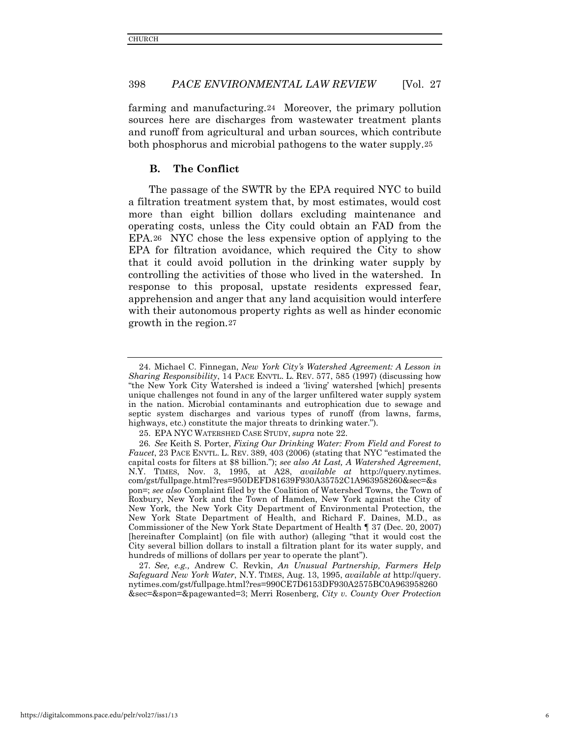farming and manufacturing.[24] Moreover, the primary pollution sources here are discharges from wastewater treatment plants and runoff from agricultural and urban sources, which contribute both phosphorus and microbial pathogens to the water supply.[25]

### B. The Conflict

The passage of the SWTR by the EPA required NYC to build a filtration treatment system that, by most estimates, would cost more than eight billion dollars excluding maintenance and operating costs, unless the City could obtain an FAD from the EPA.[26] NYC chose the less expensive option of applying to the EPA for filtration avoidance, which required the City to show that it could avoid pollution in the drinking water supply by controlling the activities of those who lived in the watershed. In response to this proposal, upstate residents expressed fear, apprehension and anger that any land acquisition would interfere with their autonomous property rights as well as hinder economic growth in the region.[27]

---

24. Michael C. Finnegan, *New York City's Watershed Agreement: A Lesson in Sharing Responsibility*, 14 PACE ENVTL. L. REV. 577, 585 (1997) (discussing how "the New York City Watershed is indeed a 'living' watershed [which] presents unique challenges not found in any of the larger unfiltered water supply system in the nation. Microbial contaminants and eutrophication due to sewage and septic system discharges and various types of runoff (from lawns, farms, highways, etc.) constitute the major threats to drinking water.").

25. EPA NYC WATERSHED CASE STUDY, *supra* note 22.

26. *See* Keith S. Porter, *Fixing Our Drinking Water: From Field and Forest to Faucet*, 23 PACE ENVTL. L. REV. 389, 403 (2006) (stating that NYC "estimated the capital costs for filters at $8 billion."); *see also At Last, A Watershed Agreement*, N.Y. TIMES, Nov. 3, 1995, at A28, *available at* http://query.nytimes.com/gst/fullpage.html?res=950DEFD81639F930A35752C1A963958260&sec=&spon=; *see also* Complaint filed by the Coalition of Watershed Towns, the Town of Roxbury, New York and the Town of Hamden, New York against the City of New York, the New York City Department of Environmental Protection, the New York State Department of Health, and Richard F. Daines, M.D., as Commissioner of the New York State Department of Health ¶ 37 (Dec. 20, 2007) [hereinafter Complaint] (on file with author) (alleging "that it would cost the City several billion dollars to install a filtration plant for its water supply, and hundreds of millions of dollars per year to operate the plant").

27. *See, e.g.,* Andrew C. Revkin, *An Unusual Partnership, Farmers Help Safeguard New York Water*, N.Y. TIMES, Aug. 13, 1995, *available at* http://query.nytimes.com/gst/fullpage.html?res=990CE7D6153DF930A2575BC0A963958260&sec=&spon=&pagewanted=3; Merri Rosenberg, *City v. County Over Protection*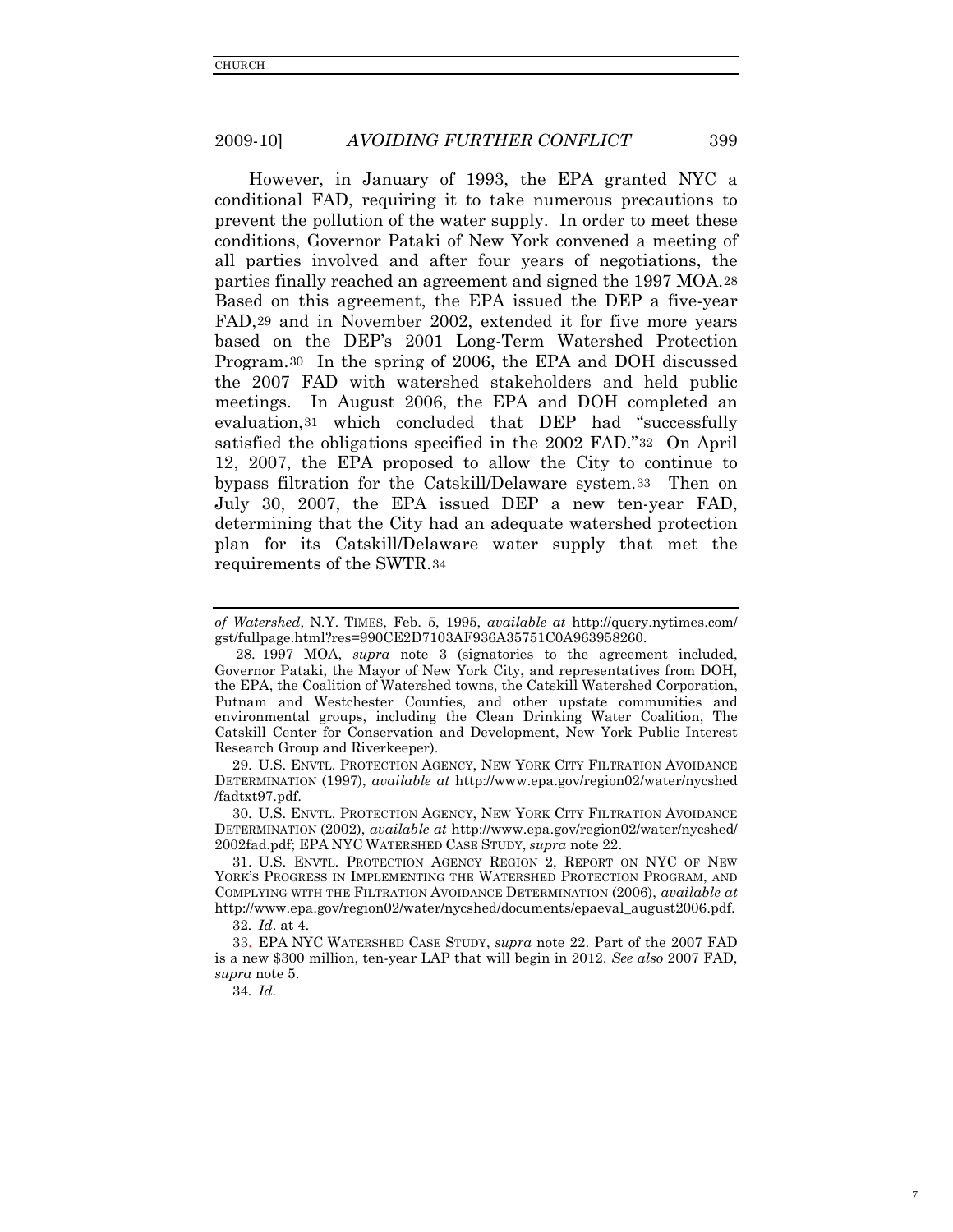However, in January of 1993, the EPA granted NYC a conditional FAD, requiring it to take numerous precautions to prevent the pollution of the water supply. In order to meet these conditions, Governor Pataki of New York convened a meeting of all parties involved and after four years of negotiations, the parties finally reached an agreement and signed the 1997 MOA.[28] Based on this agreement, the EPA issued the DEP a five-year FAD,[29] and in November 2002, extended it for five more years based on the DEP's 2001 Long-Term Watershed Protection Program.[30] In the spring of 2006, the EPA and DOH discussed the 2007 FAD with watershed stakeholders and held public meetings. In August 2006, the EPA and DOH completed an evaluation,[31] which concluded that DEP had "successfully satisfied the obligations specified in the 2002 FAD."[32] On April 12, 2007, the EPA proposed to allow the City to continue to bypass filtration for the Catskill/Delaware system.[33] Then on July 30, 2007, the EPA issued DEP a new ten-year FAD, determining that the City had an adequate watershed protection plan for its Catskill/Delaware water supply that met the requirements of the SWTR.[34]

---

*of Watershed*, N.Y. TIMES, Feb. 5, 1995, *available at* http://query.nytimes.com/gst/fullpage.html?res=990CE2D7103AF936A35751C0A963958260.

28. 1997 MOA, *supra* note 3 (signatories to the agreement included, Governor Pataki, the Mayor of New York City, and representatives from DOH, the EPA, the Coalition of Watershed towns, the Catskill Watershed Corporation, Putnam and Westchester Counties, and other upstate communities and environmental groups, including the Clean Drinking Water Coalition, The Catskill Center for Conservation and Development, New York Public Interest Research Group and Riverkeeper).

29. U.S. ENVTL. PROTECTION AGENCY, NEW YORK CITY FILTRATION AVOIDANCE DETERMINATION (1997), *available at* http://www.epa.gov/region02/water/nycshed/fadtxt97.pdf.

30. U.S. ENVTL. PROTECTION AGENCY, NEW YORK CITY FILTRATION AVOIDANCE DETERMINATION (2002), *available at* http://www.epa.gov/region02/water/nycshed/2002fad.pdf; EPA NYC WATERSHED CASE STUDY, *supra* note 22.

31. U.S. ENVTL. PROTECTION AGENCY REGION 2, REPORT ON NYC OF NEW YORK'S PROGRESS IN IMPLEMENTING THE WATERSHED PROTECTION PROGRAM, AND COMPLYING WITH THE FILTRATION AVOIDANCE DETERMINATION (2006), *available at* http://www.epa.gov/region02/water/nycshed/documents/epaeval_august2006.pdf.

32. *Id*. at 4.

33. EPA NYC WATERSHED CASE STUDY, *supra* note 22. Part of the 2007 FAD is a new $300 million, ten-year LAP that will begin in 2012. *See also* 2007 FAD, *supra* note 5.

34. *Id*.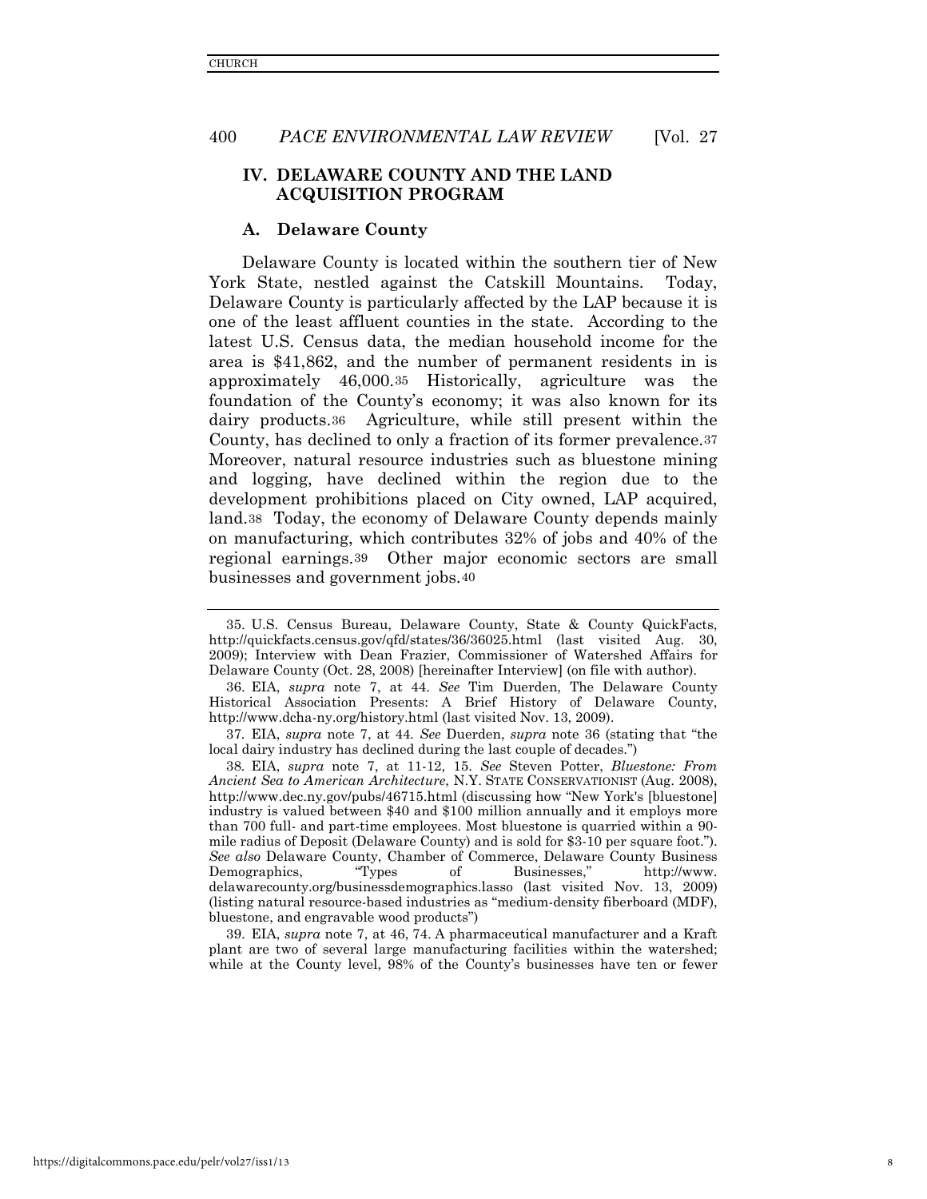## IV. DELAWARE COUNTY AND THE LAND ACQUISITION PROGRAM

### A. Delaware County

Delaware County is located within the southern tier of New York State, nestled against the Catskill Mountains. Today, Delaware County is particularly affected by the LAP because it is one of the least affluent counties in the state. According to the latest U.S. Census data, the median household income for the area is $41,862, and the number of permanent residents in is approximately 46,000.[35] Historically, agriculture was the foundation of the County's economy; it was also known for its dairy products.[36] Agriculture, while still present within the County, has declined to only a fraction of its former prevalence.[37] Moreover, natural resource industries such as bluestone mining and logging, have declined within the region due to the development prohibitions placed on City owned, LAP acquired, land.[38] Today, the economy of Delaware County depends mainly on manufacturing, which contributes 32% of jobs and 40% of the regional earnings.[39] Other major economic sectors are small businesses and government jobs.[40]

---

35. U.S. Census Bureau, Delaware County, State & County QuickFacts, http://quickfacts.census.gov/qfd/states/36/36025.html (last visited Aug. 30, 2009); Interview with Dean Frazier, Commissioner of Watershed Affairs for Delaware County (Oct. 28, 2008) [hereinafter Interview] (on file with author).

36. EIA, *supra* note 7, at 44. *See* Tim Duerden, The Delaware County Historical Association Presents: A Brief History of Delaware County, http://www.dcha-ny.org/history.html (last visited Nov. 13, 2009).

37. EIA, *supra* note 7, at 44. *See* Duerden, *supra* note 36 (stating that "the local dairy industry has declined during the last couple of decades.")

38. EIA, *supra* note 7, at 11-12, 15. *See* Steven Potter, *Bluestone: From Ancient Sea to American Architecture*, N.Y. STATE CONSERVATIONIST (Aug. 2008), http://www.dec.ny.gov/pubs/46715.html (discussing how "New York's [bluestone] industry is valued between $40 and $100 million annually and it employs more than 700 full- and part-time employees. Most bluestone is quarried within a 90-mile radius of Deposit (Delaware County) and is sold for $3-10 per square foot."). *See also* Delaware County, Chamber of Commerce, Delaware County Business Demographics, "Types of Businesses," http://www.delawarecounty.org/businessdemographics.lasso (last visited Nov. 13, 2009) (listing natural resource-based industries as "medium-density fiberboard (MDF), bluestone, and engravable wood products")

39. EIA, *supra* note 7, at 46, 74. A pharmaceutical manufacturer and a Kraft plant are two of several large manufacturing facilities within the watershed; while at the County level, 98% of the County's businesses have ten or fewer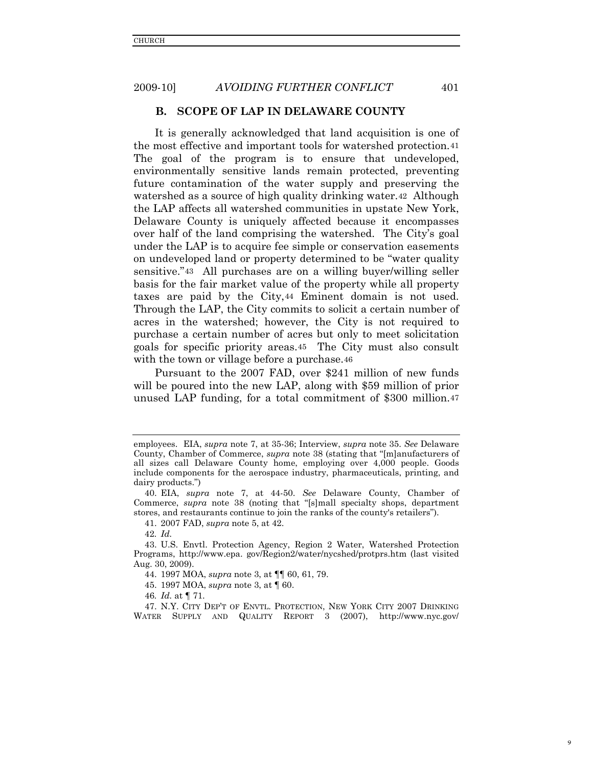## B. SCOPE OF LAP IN DELAWARE COUNTY

It is generally acknowledged that land acquisition is one of the most effective and important tools for watershed protection.[41] The goal of the program is to ensure that undeveloped, environmentally sensitive lands remain protected, preventing future contamination of the water supply and preserving the watershed as a source of high quality drinking water.[42] Although the LAP affects all watershed communities in upstate New York, Delaware County is uniquely affected because it encompasses over half of the land comprising the watershed. The City's goal under the LAP is to acquire fee simple or conservation easements on undeveloped land or property determined to be "water quality sensitive."[43] All purchases are on a willing buyer/willing seller basis for the fair market value of the property while all property taxes are paid by the City,[44] Eminent domain is not used. Through the LAP, the City commits to solicit a certain number of acres in the watershed; however, the City is not required to purchase a certain number of acres but only to meet solicitation goals for specific priority areas.[45] The City must also consult with the town or village before a purchase.[46]

Pursuant to the 2007 FAD, over $241 million of new funds will be poured into the new LAP, along with $59 million of prior unused LAP funding, for a total commitment of $300 million.[47]

---

employees. EIA, *supra* note 7, at 35-36; Interview, *supra* note 35. *See* Delaware County, Chamber of Commerce, *supra* note 38 (stating that "[m]anufacturers of all sizes call Delaware County home, employing over 4,000 people. Goods include components for the aerospace industry, pharmaceuticals, printing, and dairy products.")

40. EIA, *supra* note 7, at 44-50. *See* Delaware County, Chamber of Commerce, *supra* note 38 (noting that "[s]mall specialty shops, department stores, and restaurants continue to join the ranks of the county's retailers").

41. 2007 FAD, *supra* note 5, at 42.

42. *Id*.

43. U.S. Envtl. Protection Agency, Region 2 Water, Watershed Protection Programs, http://www.epa. gov/Region2/water/nycshed/protprs.htm (last visited Aug. 30, 2009).

44. 1997 MOA, *supra* note 3, at ¶¶ 60, 61, 79.

45. 1997 MOA, *supra* note 3, at ¶ 60.

46. *Id*. at ¶ 71.

47. N.Y. CITY DEP'T OF ENVTL. PROTECTION, NEW YORK CITY 2007 DRINKING WATER SUPPLY AND QUALITY REPORT 3 (2007), http://www.nyc.gov/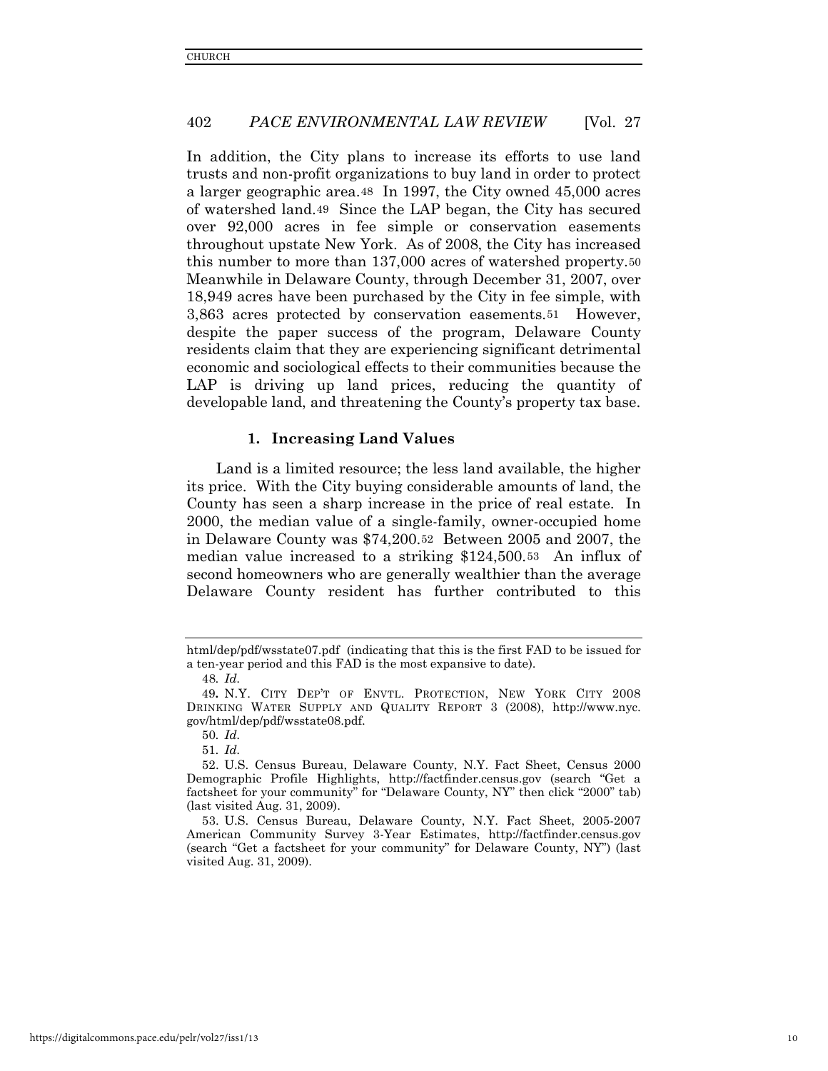In addition, the City plans to increase its efforts to use land trusts and non-profit organizations to buy land in order to protect a larger geographic area.[48] In 1997, the City owned 45,000 acres of watershed land.[49] Since the LAP began, the City has secured over 92,000 acres in fee simple or conservation easements throughout upstate New York. As of 2008, the City has increased this number to more than 137,000 acres of watershed property.[50] Meanwhile in Delaware County, through December 31, 2007, over 18,949 acres have been purchased by the City in fee simple, with 3,863 acres protected by conservation easements.[51] However, despite the paper success of the program, Delaware County residents claim that they are experiencing significant detrimental economic and sociological effects to their communities because the LAP is driving up land prices, reducing the quantity of developable land, and threatening the County's property tax base.

### 1. Increasing Land Values

Land is a limited resource; the less land available, the higher its price. With the City buying considerable amounts of land, the County has seen a sharp increase in the price of real estate. In 2000, the median value of a single-family, owner-occupied home in Delaware County was $74,200.[52] Between 2005 and 2007, the median value increased to a striking $124,500.[53] An influx of second homeowners who are generally wealthier than the average Delaware County resident has further contributed to this

---

html/dep/pdf/wsstate07.pdf (indicating that this is the first FAD to be issued for a ten-year period and this FAD is the most expansive to date).

48. *Id.*

49. N.Y. CITY DEP'T OF ENVTL. PROTECTION, NEW YORK CITY 2008 DRINKING WATER SUPPLY AND QUALITY REPORT 3 (2008), http://www.nyc.gov/html/dep/pdf/wsstate08.pdf.

50. *Id.*

51. *Id.*

52. U.S. Census Bureau, Delaware County, N.Y. Fact Sheet, Census 2000 Demographic Profile Highlights, http://factfinder.census.gov (search "Get a factsheet for your community" for "Delaware County, NY" then click "2000" tab) (last visited Aug. 31, 2009).

53. U.S. Census Bureau, Delaware County, N.Y. Fact Sheet, 2005-2007 American Community Survey 3-Year Estimates, http://factfinder.census.gov (search "Get a factsheet for your community" for Delaware County, NY") (last visited Aug. 31, 2009).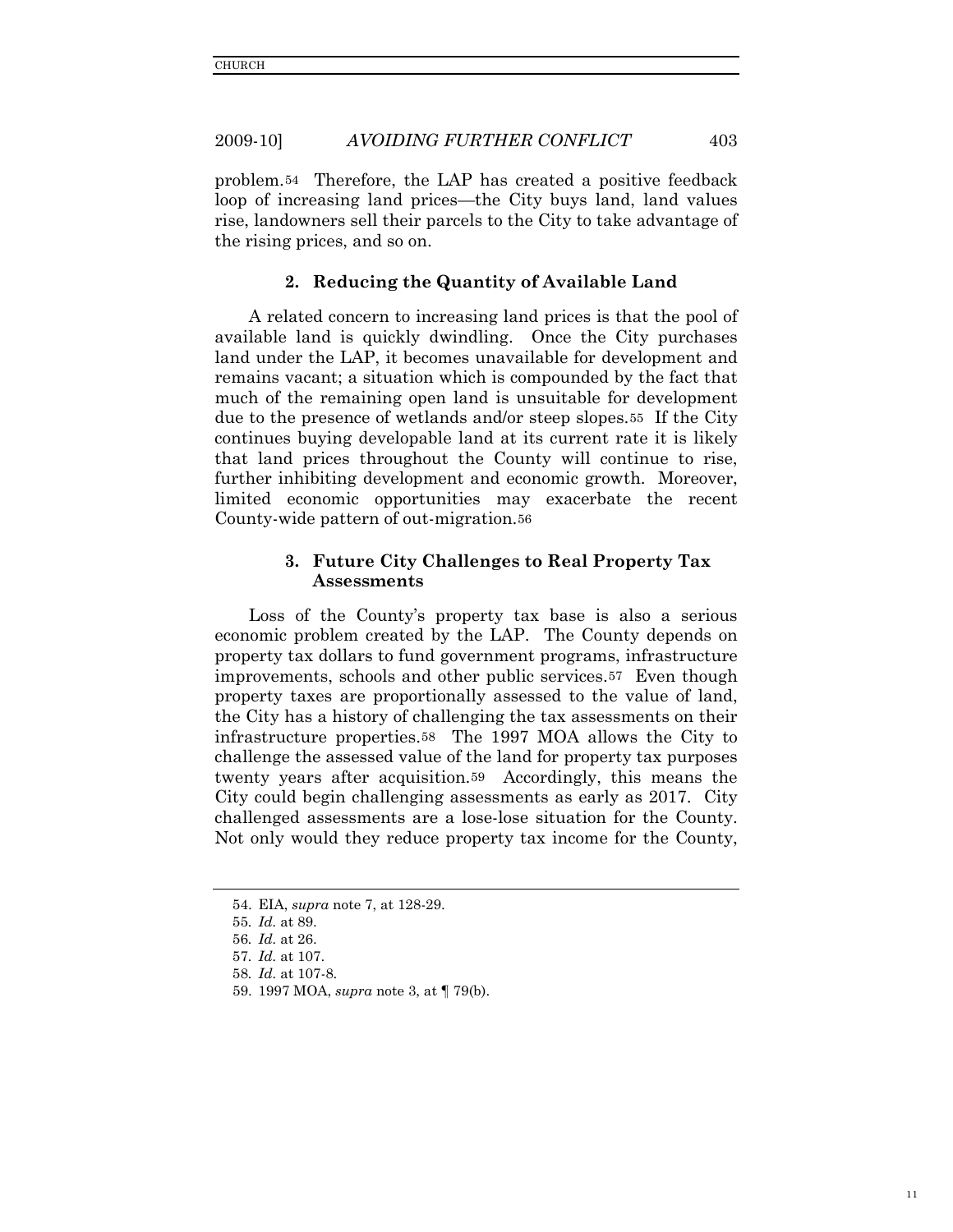problem.[54] Therefore, the LAP has created a positive feedback loop of increasing land prices—the City buys land, land values rise, landowners sell their parcels to the City to take advantage of the rising prices, and so on.

### 2. Reducing the Quantity of Available Land

A related concern to increasing land prices is that the pool of available land is quickly dwindling. Once the City purchases land under the LAP, it becomes unavailable for development and remains vacant; a situation which is compounded by the fact that much of the remaining open land is unsuitable for development due to the presence of wetlands and/or steep slopes.[55] If the City continues buying developable land at its current rate it is likely that land prices throughout the County will continue to rise, further inhibiting development and economic growth. Moreover, limited economic opportunities may exacerbate the recent County-wide pattern of out-migration.[56]

### 3. Future City Challenges to Real Property Tax Assessments

Loss of the County's property tax base is also a serious economic problem created by the LAP. The County depends on property tax dollars to fund government programs, infrastructure improvements, schools and other public services.[57] Even though property taxes are proportionally assessed to the value of land, the City has a history of challenging the tax assessments on their infrastructure properties.[58] The 1997 MOA allows the City to challenge the assessed value of the land for property tax purposes twenty years after acquisition.[59] Accordingly, this means the City could begin challenging assessments as early as 2017. City challenged assessments are a lose-lose situation for the County. Not only would they reduce property tax income for the County,

---

54. EIA, *supra* note 7, at 128-29.

55. *Id.* at 89.

56. *Id.* at 26.

57. *Id.* at 107.

58. *Id.* at 107-8.

59. 1997 MOA, *supra* note 3, at ¶ 79(b).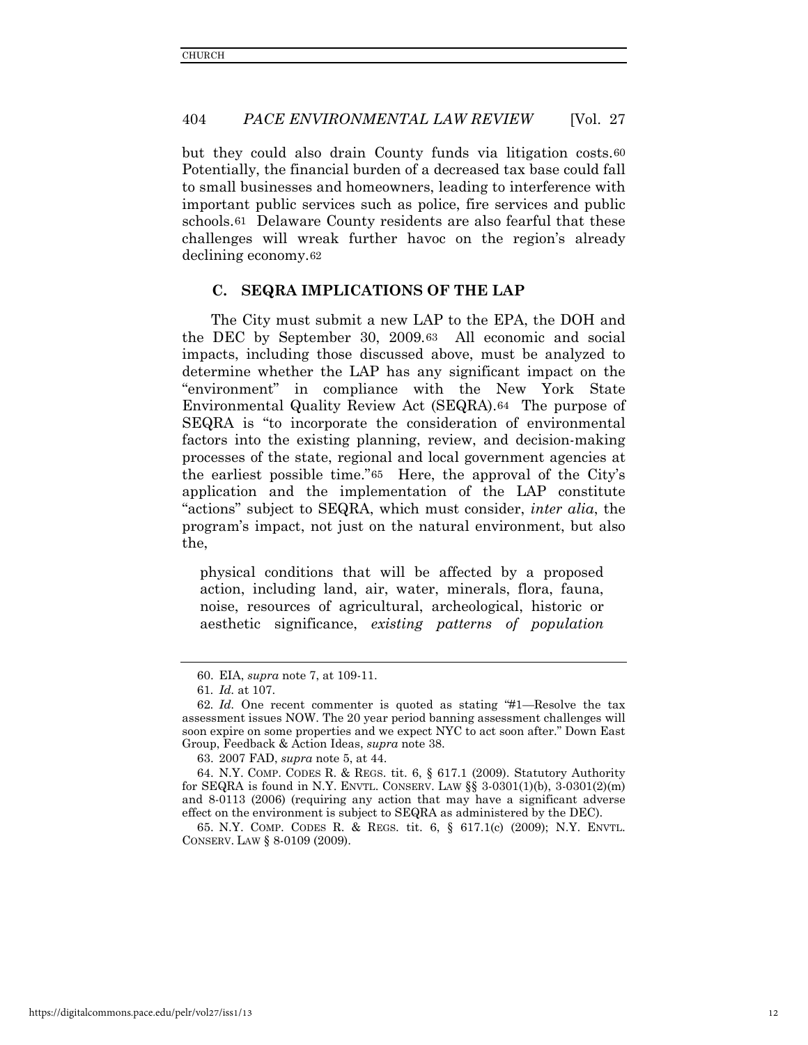but they could also drain County funds via litigation costs.[60] Potentially, the financial burden of a decreased tax base could fall to small businesses and homeowners, leading to interference with important public services such as police, fire services and public schools.[61] Delaware County residents are also fearful that these challenges will wreak further havoc on the region's already declining economy.[62]

### C. SEQRA IMPLICATIONS OF THE LAP

The City must submit a new LAP to the EPA, the DOH and the DEC by September 30, 2009.[63] All economic and social impacts, including those discussed above, must be analyzed to determine whether the LAP has any significant impact on the "environment" in compliance with the New York State Environmental Quality Review Act (SEQRA).[64] The purpose of SEQRA is "to incorporate the consideration of environmental factors into the existing planning, review, and decision-making processes of the state, regional and local government agencies at the earliest possible time."[65] Here, the approval of the City's application and the implementation of the LAP constitute "actions" subject to SEQRA, which must consider, *inter alia*, the program's impact, not just on the natural environment, but also the,

> physical conditions that will be affected by a proposed action, including land, air, water, minerals, flora, fauna, noise, resources of agricultural, archeological, historic or aesthetic significance, *existing patterns of population*

---

60. EIA, *supra* note 7, at 109-11.

61. *Id.* at 107.

62. *Id.* One recent commenter is quoted as stating "#1—Resolve the tax assessment issues NOW. The 20 year period banning assessment challenges will soon expire on some properties and we expect NYC to act soon after." Down East Group, Feedback & Action Ideas, *supra* note 38.

63. 2007 FAD, *supra* note 5, at 44.

64. N.Y. COMP. CODES R. & REGS. tit. 6, § 617.1 (2009). Statutory Authority for SEQRA is found in N.Y. ENVTL. CONSERV. LAW §§ 3-0301(1)(b), 3-0301(2)(m) and 8-0113 (2006) (requiring any action that may have a significant adverse effect on the environment is subject to SEQRA as administered by the DEC).

65. N.Y. COMP. CODES R. & REGS. tit. 6, § 617.1(c) (2009); N.Y. ENVTL. CONSERV. LAW § 8-0109 (2009).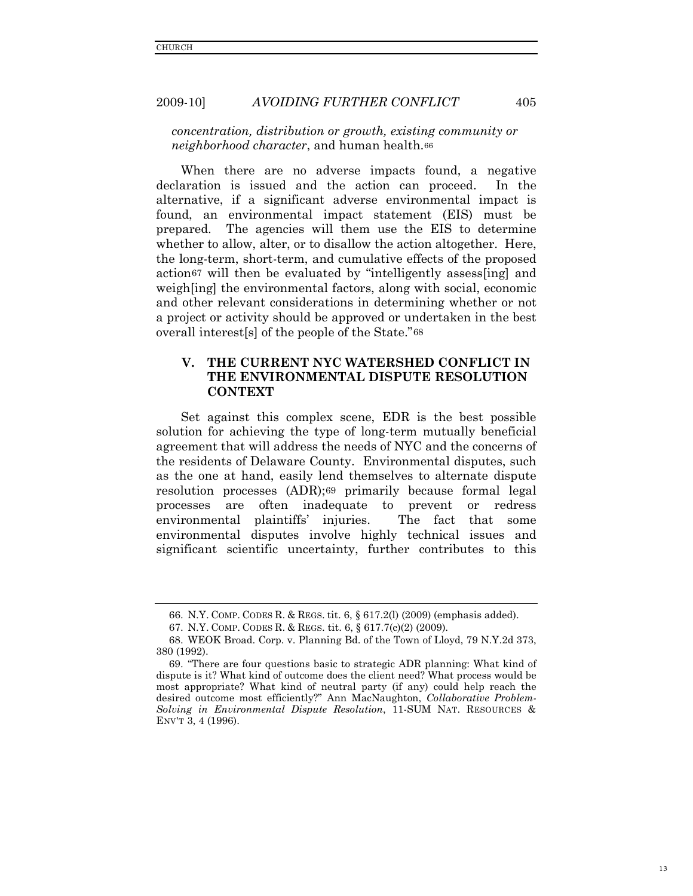*concentration, distribution or growth, existing community or neighborhood character*, and human health.[66]

When there are no adverse impacts found, a negative declaration is issued and the action can proceed. In the alternative, if a significant adverse environmental impact is found, an environmental impact statement (EIS) must be prepared. The agencies will them use the EIS to determine whether to allow, alter, or to disallow the action altogether. Here, the long-term, short-term, and cumulative effects of the proposed action[67] will then be evaluated by "intelligently assess[ing] and weigh[ing] the environmental factors, along with social, economic and other relevant considerations in determining whether or not a project or activity should be approved or undertaken in the best overall interest[s] of the people of the State."[68]

## V. THE CURRENT NYC WATERSHED CONFLICT IN THE ENVIRONMENTAL DISPUTE RESOLUTION CONTEXT

Set against this complex scene, EDR is the best possible solution for achieving the type of long-term mutually beneficial agreement that will address the needs of NYC and the concerns of the residents of Delaware County. Environmental disputes, such as the one at hand, easily lend themselves to alternate dispute resolution processes (ADR);[69] primarily because formal legal processes are often inadequate to prevent or redress environmental plaintiffs' injuries. The fact that some environmental disputes involve highly technical issues and significant scientific uncertainty, further contributes to this

---

66. N.Y. COMP. CODES R. & REGS. tit. 6, § 617.2(l) (2009) (emphasis added).

67. N.Y. COMP. CODES R. & REGS. tit. 6, § 617.7(c)(2) (2009).

68. WEOK Broad. Corp. v. Planning Bd. of the Town of Lloyd, 79 N.Y.2d 373, 380 (1992).

69. "There are four questions basic to strategic ADR planning: What kind of dispute is it? What kind of outcome does the client need? What process would be most appropriate? What kind of neutral party (if any) could help reach the desired outcome most efficiently?" Ann MacNaughton, *Collaborative Problem-Solving in Environmental Dispute Resolution*, 11-SUM NAT. RESOURCES & ENV'T 3, 4 (1996).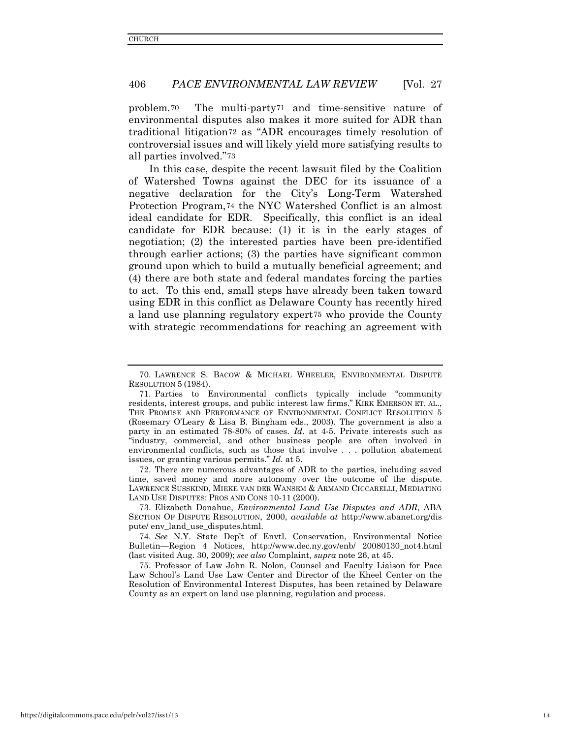problem.[70] The multi-party[71] and time-sensitive nature of environmental disputes also makes it more suited for ADR than traditional litigation[72] as "ADR encourages timely resolution of controversial issues and will likely yield more satisfying results to all parties involved."[73]

In this case, despite the recent lawsuit filed by the Coalition of Watershed Towns against the DEC for its issuance of a negative declaration for the City's Long-Term Watershed Protection Program,[74] the NYC Watershed Conflict is an almost ideal candidate for EDR. Specifically, this conflict is an ideal candidate for EDR because: (1) it is in the early stages of negotiation; (2) the interested parties have been pre-identified through earlier actions; (3) the parties have significant common ground upon which to build a mutually beneficial agreement; and (4) there are both state and federal mandates forcing the parties to act. To this end, small steps have already been taken toward using EDR in this conflict as Delaware County has recently hired a land use planning regulatory expert[75] who provide the County with strategic recommendations for reaching an agreement with

---

70. LAWRENCE S. BACOW & MICHAEL WHEELER, ENVIRONMENTAL DISPUTE RESOLUTION 5 (1984).

71. Parties to Environmental conflicts typically include "community residents, interest groups, and public interest law firms." KIRK EMERSON ET. AL., THE PROMISE AND PERFORMANCE OF ENVIRONMENTAL CONFLICT RESOLUTION 5 (Rosemary O'Leary & Lisa B. Bingham eds., 2003). The government is also a party in an estimated 78-80% of cases. *Id*. at 4-5. Private interests such as "industry, commercial, and other business people are often involved in environmental conflicts, such as those that involve . . . pollution abatement issues, or granting various permits." *Id*. at 5.

72. There are numerous advantages of ADR to the parties, including saved time, saved money and more autonomy over the outcome of the dispute. LAWRENCE SUSSKIND, MIEKE VAN DER WANSEM & ARMAND CICCARELLI, MEDIATING LAND USE DISPUTES: PROS AND CONS 10-11 (2000).

73. Elizabeth Donahue, *Environmental Land Use Disputes and ADR*, ABA SECTION OF DISPUTE RESOLUTION, 2000, *available at* http://www.abanet.org/dispute/ env_land_use_disputes.html.

74. *See* N.Y. State Dep't of Envtl. Conservation, Environmental Notice Bulletin—Region 4 Notices, http://www.dec.ny.gov/enb/ 20080130_not4.html (last visited Aug. 30, 2009); *see also* Complaint, *supra* note 26, at 45.

75. Professor of Law John R. Nolon, Counsel and Faculty Liaison for Pace Law School's Land Use Law Center and Director of the Kheel Center on the Resolution of Environmental Interest Disputes, has been retained by Delaware County as an expert on land use planning, regulation and process.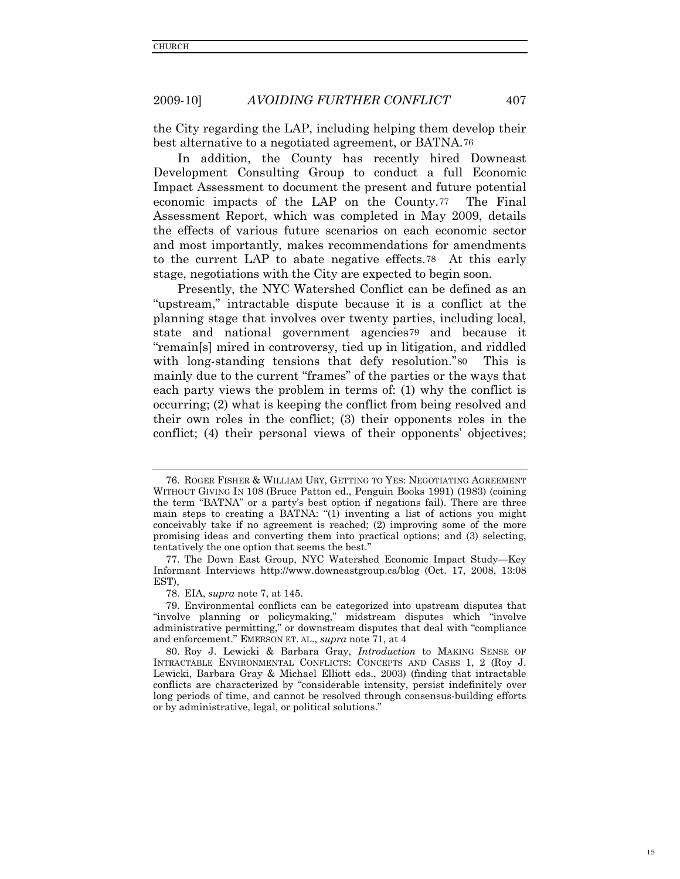the City regarding the LAP, including helping them develop their best alternative to a negotiated agreement, or BATNA.[76]

In addition, the County has recently hired Downeast Development Consulting Group to conduct a full Economic Impact Assessment to document the present and future potential economic impacts of the LAP on the County.[77] The Final Assessment Report, which was completed in May 2009, details the effects of various future scenarios on each economic sector and most importantly, makes recommendations for amendments to the current LAP to abate negative effects.[78] At this early stage, negotiations with the City are expected to begin soon.

Presently, the NYC Watershed Conflict can be defined as an "upstream," intractable dispute because it is a conflict at the planning stage that involves over twenty parties, including local, state and national government agencies[79] and because it "remain[s] mired in controversy, tied up in litigation, and riddled with long-standing tensions that defy resolution."[80] This is mainly due to the current "frames" of the parties or the ways that each party views the problem in terms of: (1) why the conflict is occurring; (2) what is keeping the conflict from being resolved and their own roles in the conflict; (3) their opponents roles in the conflict; (4) their personal views of their opponents' objectives;

---

76. ROGER FISHER & WILLIAM URY, GETTING TO YES: NEGOTIATING AGREEMENT WITHOUT GIVING IN 108 (Bruce Patton ed., Penguin Books 1991) (1983) (coining the term "BATNA" or a party's best option if negations fail). There are three main steps to creating a BATNA: "(1) inventing a list of actions you might conceivably take if no agreement is reached; (2) improving some of the more promising ideas and converting them into practical options; and (3) selecting, tentatively the one option that seems the best."

77. The Down East Group, NYC Watershed Economic Impact Study—Key Informant Interviews http://www.downeastgroup.ca/blog (Oct. 17, 2008, 13:08 EST),

78. EIA, *supra* note 7, at 145.

79. Environmental conflicts can be categorized into upstream disputes that "involve planning or policymaking," midstream disputes which "involve administrative permitting," or downstream disputes that deal with "compliance and enforcement." EMERSON ET. AL., *supra* note 71, at 4

80. Roy J. Lewicki & Barbara Gray, *Introduction* to MAKING SENSE OF INTRACTABLE ENVIRONMENTAL CONFLICTS: CONCEPTS AND CASES 1, 2 (Roy J. Lewicki, Barbara Gray & Michael Elliott eds., 2003) (finding that intractable conflicts are characterized by "considerable intensity, persist indefinitely over long periods of time, and cannot be resolved through consensus-building efforts or by administrative, legal, or political solutions."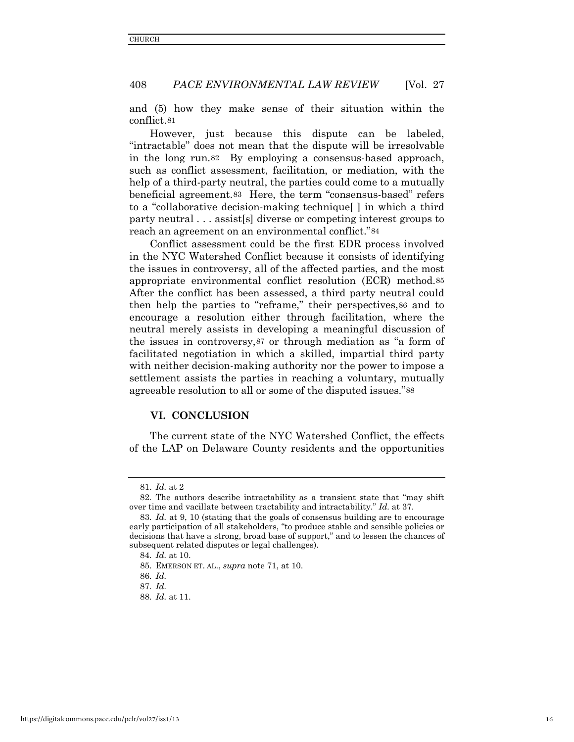and (5) how they make sense of their situation within the conflict.[81]

However, just because this dispute can be labeled, "intractable" does not mean that the dispute will be irresolvable in the long run.[82] By employing a consensus-based approach, such as conflict assessment, facilitation, or mediation, with the help of a third-party neutral, the parties could come to a mutually beneficial agreement.[83] Here, the term "consensus-based" refers to a "collaborative decision-making technique[ ] in which a third party neutral . . . assist[s] diverse or competing interest groups to reach an agreement on an environmental conflict."[84]

Conflict assessment could be the first EDR process involved in the NYC Watershed Conflict because it consists of identifying the issues in controversy, all of the affected parties, and the most appropriate environmental conflict resolution (ECR) method.[85] After the conflict has been assessed, a third party neutral could then help the parties to "reframe," their perspectives,[86] and to encourage a resolution either through facilitation, where the neutral merely assists in developing a meaningful discussion of the issues in controversy,[87] or through mediation as "a form of facilitated negotiation in which a skilled, impartial third party with neither decision-making authority nor the power to impose a settlement assists the parties in reaching a voluntary, mutually agreeable resolution to all or some of the disputed issues."[88]

## VI. CONCLUSION

The current state of the NYC Watershed Conflict, the effects of the LAP on Delaware County residents and the opportunities

---

81. *Id.* at 2

82. The authors describe intractability as a transient state that "may shift over time and vacillate between tractability and intractability." *Id.* at 37.

83. *Id.* at 9, 10 (stating that the goals of consensus building are to encourage early participation of all stakeholders, "to produce stable and sensible policies or decisions that have a strong, broad base of support," and to lessen the chances of subsequent related disputes or legal challenges).

84. *Id.* at 10.

85. EMERSON ET. AL., *supra* note 71, at 10.

86. *Id.*

87. *Id.*

88. *Id.* at 11.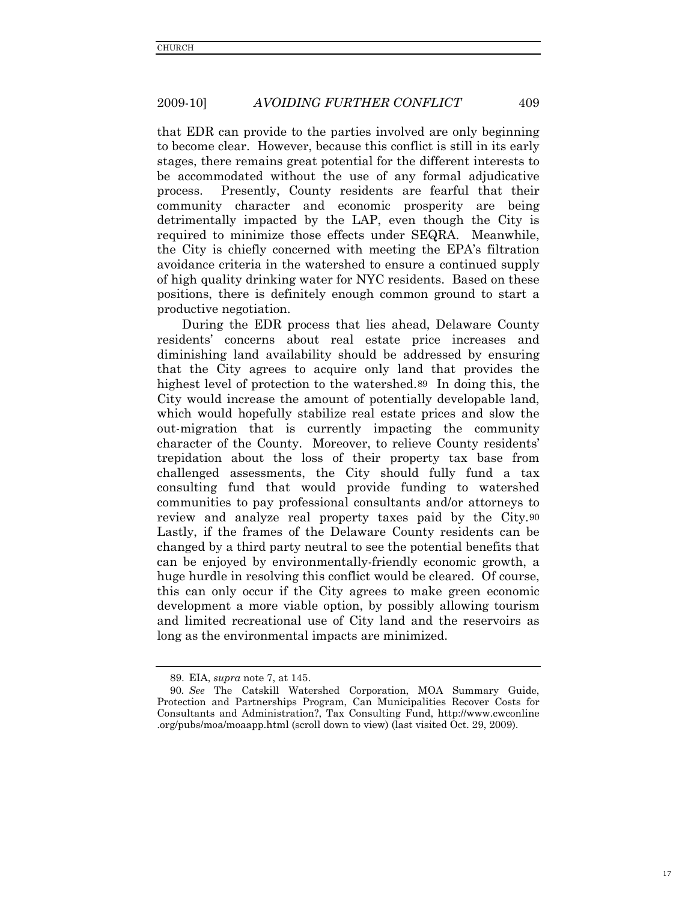that EDR can provide to the parties involved are only beginning to become clear. However, because this conflict is still in its early stages, there remains great potential for the different interests to be accommodated without the use of any formal adjudicative process. Presently, County residents are fearful that their community character and economic prosperity are being detrimentally impacted by the LAP, even though the City is required to minimize those effects under SEQRA. Meanwhile, the City is chiefly concerned with meeting the EPA's filtration avoidance criteria in the watershed to ensure a continued supply of high quality drinking water for NYC residents. Based on these positions, there is definitely enough common ground to start a productive negotiation.

During the EDR process that lies ahead, Delaware County residents' concerns about real estate price increases and diminishing land availability should be addressed by ensuring that the City agrees to acquire only land that provides the highest level of protection to the watershed.[89] In doing this, the City would increase the amount of potentially developable land, which would hopefully stabilize real estate prices and slow the out-migration that is currently impacting the community character of the County. Moreover, to relieve County residents' trepidation about the loss of their property tax base from challenged assessments, the City should fully fund a tax consulting fund that would provide funding to watershed communities to pay professional consultants and/or attorneys to review and analyze real property taxes paid by the City.[90] Lastly, if the frames of the Delaware County residents can be changed by a third party neutral to see the potential benefits that can be enjoyed by environmentally-friendly economic growth, a huge hurdle in resolving this conflict would be cleared. Of course, this can only occur if the City agrees to make green economic development a more viable option, by possibly allowing tourism and limited recreational use of City land and the reservoirs as long as the environmental impacts are minimized.

---

89. EIA, *supra* note 7, at 145.

90. *See* The Catskill Watershed Corporation, MOA Summary Guide, Protection and Partnerships Program, Can Municipalities Recover Costs for Consultants and Administration?, Tax Consulting Fund, http://www.cwconline.org/pubs/moa/moaapp.html (scroll down to view) (last visited Oct. 29, 2009).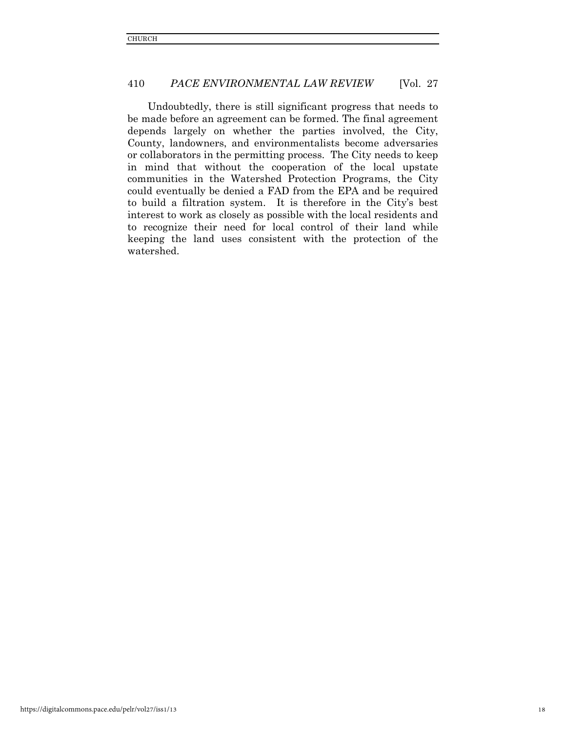Undoubtedly, there is still significant progress that needs to be made before an agreement can be formed. The final agreement depends largely on whether the parties involved, the City, County, landowners, and environmentalists become adversaries or collaborators in the permitting process. The City needs to keep in mind that without the cooperation of the local upstate communities in the Watershed Protection Programs, the City could eventually be denied a FAD from the EPA and be required to build a filtration system. It is therefore in the City's best interest to work as closely as possible with the local residents and to recognize their need for local control of their land while keeping the land uses consistent with the protection of the watershed.